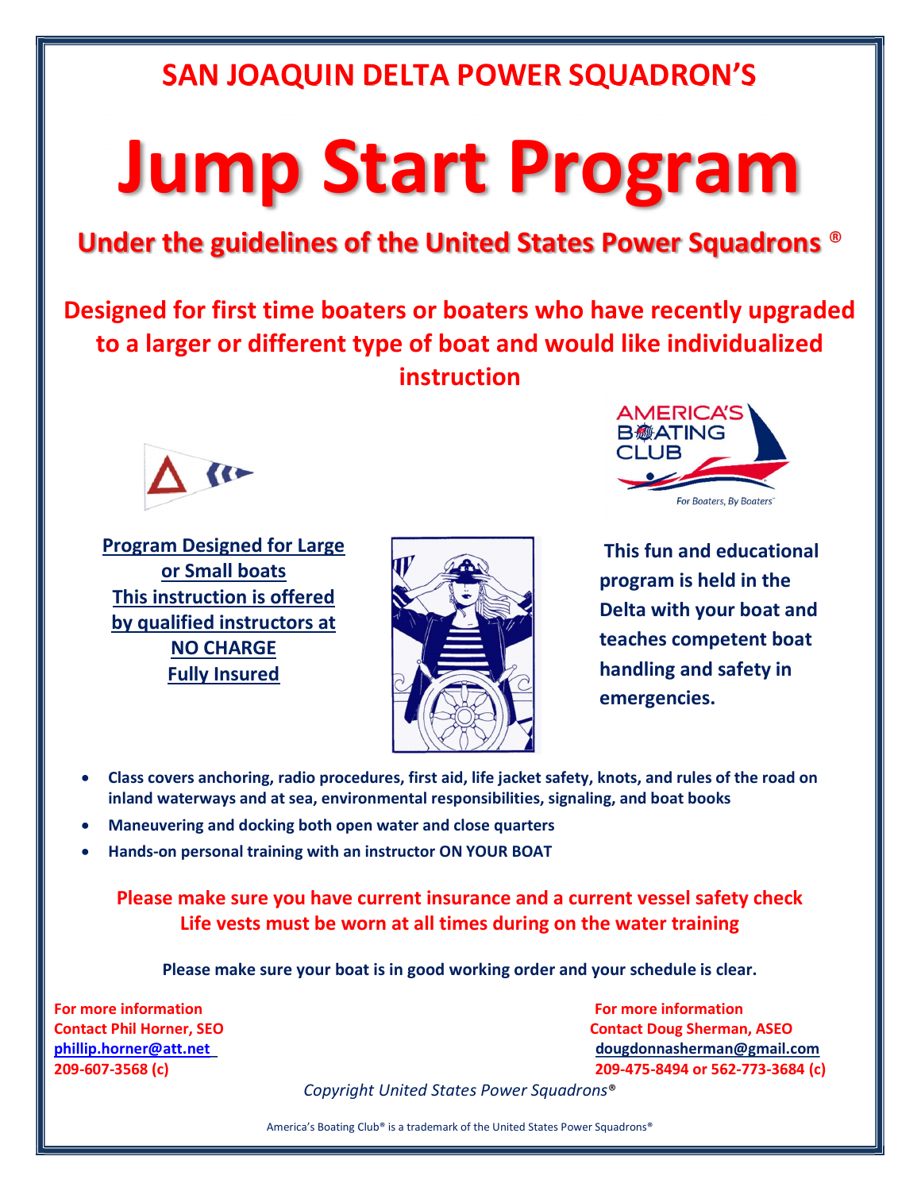## SAN JOAQUIN DELTA POWER SQUADRON'S

# Jump Start Program

### Under the guidelines of the United States Power Squadrons ®

**Designed for first time boaters or boaters who have recently upgraded to a larger or different type of boat and would like individualized instruction**

**Program Designed for Large or Small boats**
**This instruction is offered by qualified instructors at NO CHARGE**
**Fully Insured**

**This fun and educational program is held in the Delta with your boat and teaches competent boat handling and safety in emergencies.**

- **Class covers anchoring, radio procedures, first aid, life jacket safety, knots, and rules of the road on inland waterways and at sea, environmental responsibilities, signaling, and boat books**
- **Maneuvering and docking both open water and close quarters**
- **Hands-on personal training with an instructor ON YOUR BOAT**

**Please make sure you have current insurance and a current vessel safety check**
**Life vests must be worn at all times during on the water training**

**Please make sure your boat is in good working order and your schedule is clear.**

**For more information**
**Contact Phil Horner, SEO**
**phillip.horner@att.net**
**209-607-3568 (c)**

**For more information**
**Contact Doug Sherman, ASEO**
**dougdonnasherman@gmail.com**
**209-475-8494 or 562-773-3684 (c)**

*Copyright United States Power Squadrons®*

America's Boating Club® is a trademark of the United States Power Squadrons®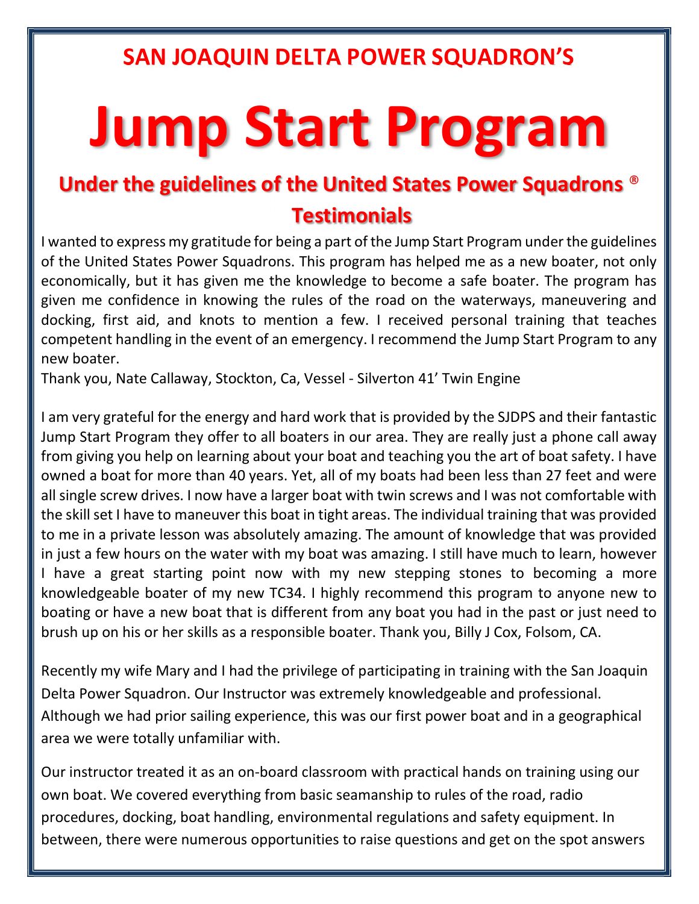## SAN JOAQUIN DELTA POWER SQUADRON'S

# Jump Start Program

### Under the guidelines of the United States Power Squadrons ®

### Testimonials

I wanted to express my gratitude for being a part of the Jump Start Program under the guidelines of the United States Power Squadrons. This program has helped me as a new boater, not only economically, but it has given me the knowledge to become a safe boater. The program has given me confidence in knowing the rules of the road on the waterways, maneuvering and docking, first aid, and knots to mention a few. I received personal training that teaches competent handling in the event of an emergency. I recommend the Jump Start Program to any new boater.

Thank you, Nate Callaway, Stockton, Ca, Vessel - Silverton 41' Twin Engine

I am very grateful for the energy and hard work that is provided by the SJDPS and their fantastic Jump Start Program they offer to all boaters in our area. They are really just a phone call away from giving you help on learning about your boat and teaching you the art of boat safety. I have owned a boat for more than 40 years. Yet, all of my boats had been less than 27 feet and were all single screw drives. I now have a larger boat with twin screws and I was not comfortable with the skill set I have to maneuver this boat in tight areas. The individual training that was provided to me in a private lesson was absolutely amazing. The amount of knowledge that was provided in just a few hours on the water with my boat was amazing. I still have much to learn, however I have a great starting point now with my new stepping stones to becoming a more knowledgeable boater of my new TC34. I highly recommend this program to anyone new to boating or have a new boat that is different from any boat you had in the past or just need to brush up on his or her skills as a responsible boater. Thank you, Billy J Cox, Folsom, CA.

Recently my wife Mary and I had the privilege of participating in training with the San Joaquin Delta Power Squadron. Our Instructor was extremely knowledgeable and professional. Although we had prior sailing experience, this was our first power boat and in a geographical area we were totally unfamiliar with.

Our instructor treated it as an on-board classroom with practical hands on training using our own boat. We covered everything from basic seamanship to rules of the road, radio procedures, docking, boat handling, environmental regulations and safety equipment. In between, there were numerous opportunities to raise questions and get on the spot answers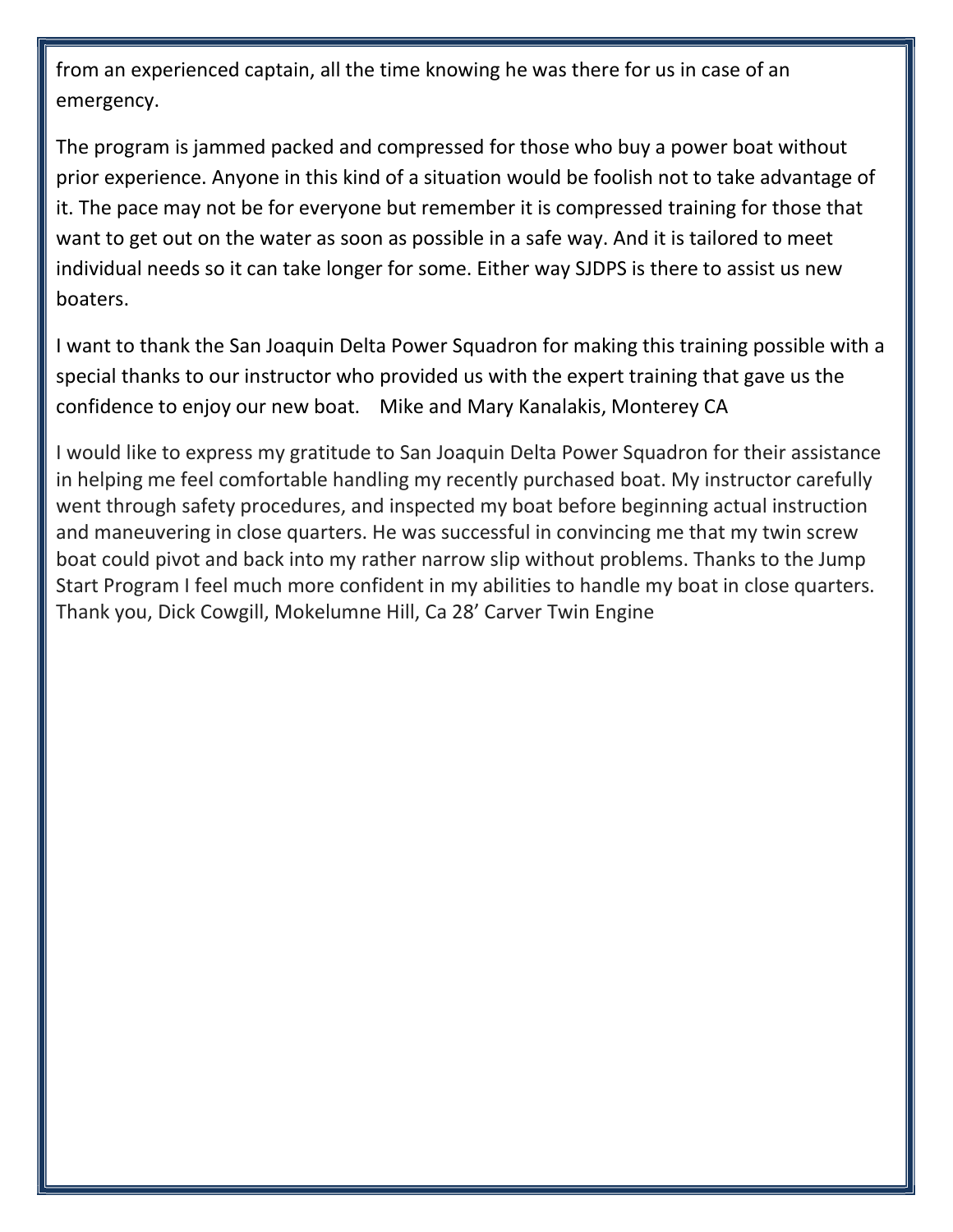from an experienced captain, all the time knowing he was there for us in case of an emergency.

The program is jammed packed and compressed for those who buy a power boat without prior experience. Anyone in this kind of a situation would be foolish not to take advantage of it. The pace may not be for everyone but remember it is compressed training for those that want to get out on the water as soon as possible in a safe way. And it is tailored to meet individual needs so it can take longer for some. Either way SJDPS is there to assist us new boaters.

I want to thank the San Joaquin Delta Power Squadron for making this training possible with a special thanks to our instructor who provided us with the expert training that gave us the confidence to enjoy our new boat.    Mike and Mary Kanalakis, Monterey CA

I would like to express my gratitude to San Joaquin Delta Power Squadron for their assistance in helping me feel comfortable handling my recently purchased boat. My instructor carefully went through safety procedures, and inspected my boat before beginning actual instruction and maneuvering in close quarters. He was successful in convincing me that my twin screw boat could pivot and back into my rather narrow slip without problems. Thanks to the Jump Start Program I feel much more confident in my abilities to handle my boat in close quarters. Thank you, Dick Cowgill, Mokelumne Hill, Ca 28' Carver Twin Engine